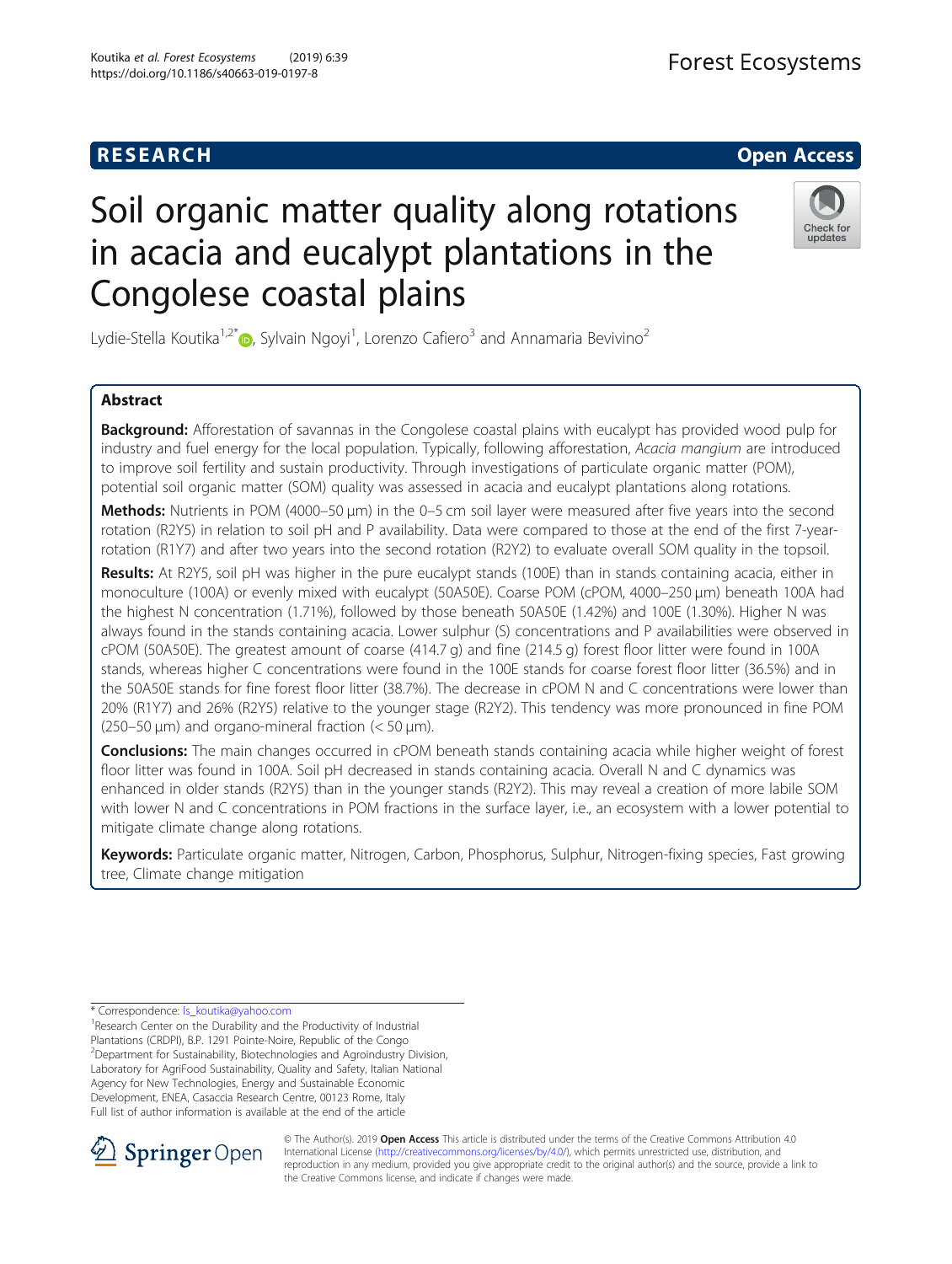RESEARCH

Open Access

# Soil organic matter quality along rotations in acacia and eucalypt plantations in the Congolese coastal plains

Lydie-Stella Koutika[1,2*], Sylvain Ngoyi[1], Lorenzo Cafiero[3] and Annamaria Bevivino[2]

## Abstract

**Background:** Afforestation of savannas in the Congolese coastal plains with eucalypt has provided wood pulp for industry and fuel energy for the local population. Typically, following afforestation, *Acacia mangium* are introduced to improve soil fertility and sustain productivity. Through investigations of particulate organic matter (POM), potential soil organic matter (SOM) quality was assessed in acacia and eucalypt plantations along rotations.

**Methods:** Nutrients in POM (4000–50 μm) in the 0–5 cm soil layer were measured after five years into the second rotation (R2Y5) in relation to soil pH and P availability. Data were compared to those at the end of the first 7-year-rotation (R1Y7) and after two years into the second rotation (R2Y2) to evaluate overall SOM quality in the topsoil.

**Results:** At R2Y5, soil pH was higher in the pure eucalypt stands (100E) than in stands containing acacia, either in monoculture (100A) or evenly mixed with eucalypt (50A50E). Coarse POM (cPOM, 4000–250 μm) beneath 100A had the highest N concentration (1.71%), followed by those beneath 50A50E (1.42%) and 100E (1.30%). Higher N was always found in the stands containing acacia. Lower sulphur (S) concentrations and P availabilities were observed in cPOM (50A50E). The greatest amount of coarse (414.7 g) and fine (214.5 g) forest floor litter were found in 100A stands, whereas higher C concentrations were found in the 100E stands for coarse forest floor litter (36.5%) and in the 50A50E stands for fine forest floor litter (38.7%). The decrease in cPOM N and C concentrations were lower than 20% (R1Y7) and 26% (R2Y5) relative to the younger stage (R2Y2). This tendency was more pronounced in fine POM (250–50 μm) and organo-mineral fraction (< 50 μm).

**Conclusions:** The main changes occurred in cPOM beneath stands containing acacia while higher weight of forest floor litter was found in 100A. Soil pH decreased in stands containing acacia. Overall N and C dynamics was enhanced in older stands (R2Y5) than in the younger stands (R2Y2). This may reveal a creation of more labile SOM with lower N and C concentrations in POM fractions in the surface layer, i.e., an ecosystem with a lower potential to mitigate climate change along rotations.

**Keywords:** Particulate organic matter, Nitrogen, Carbon, Phosphorus, Sulphur, Nitrogen-fixing species, Fast growing tree, Climate change mitigation

---

* Correspondence: ls_koutika@yahoo.com

[1]Research Center on the Durability and the Productivity of Industrial Plantations (CRDPI), B.P. 1291 Pointe-Noire, Republic of the Congo

[2]Department for Sustainability, Biotechnologies and Agroindustry Division, Laboratory for AgriFood Sustainability, Quality and Safety, Italian National Agency for New Technologies, Energy and Sustainable Economic Development, ENEA, Casaccia Research Centre, 00123 Rome, Italy

Full list of author information is available at the end of the article

© The Author(s). 2019 **Open Access** This article is distributed under the terms of the Creative Commons Attribution 4.0 International License (http://creativecommons.org/licenses/by/4.0/), which permits unrestricted use, distribution, and reproduction in any medium, provided you give appropriate credit to the original author(s) and the source, provide a link to the Creative Commons license, and indicate if changes were made.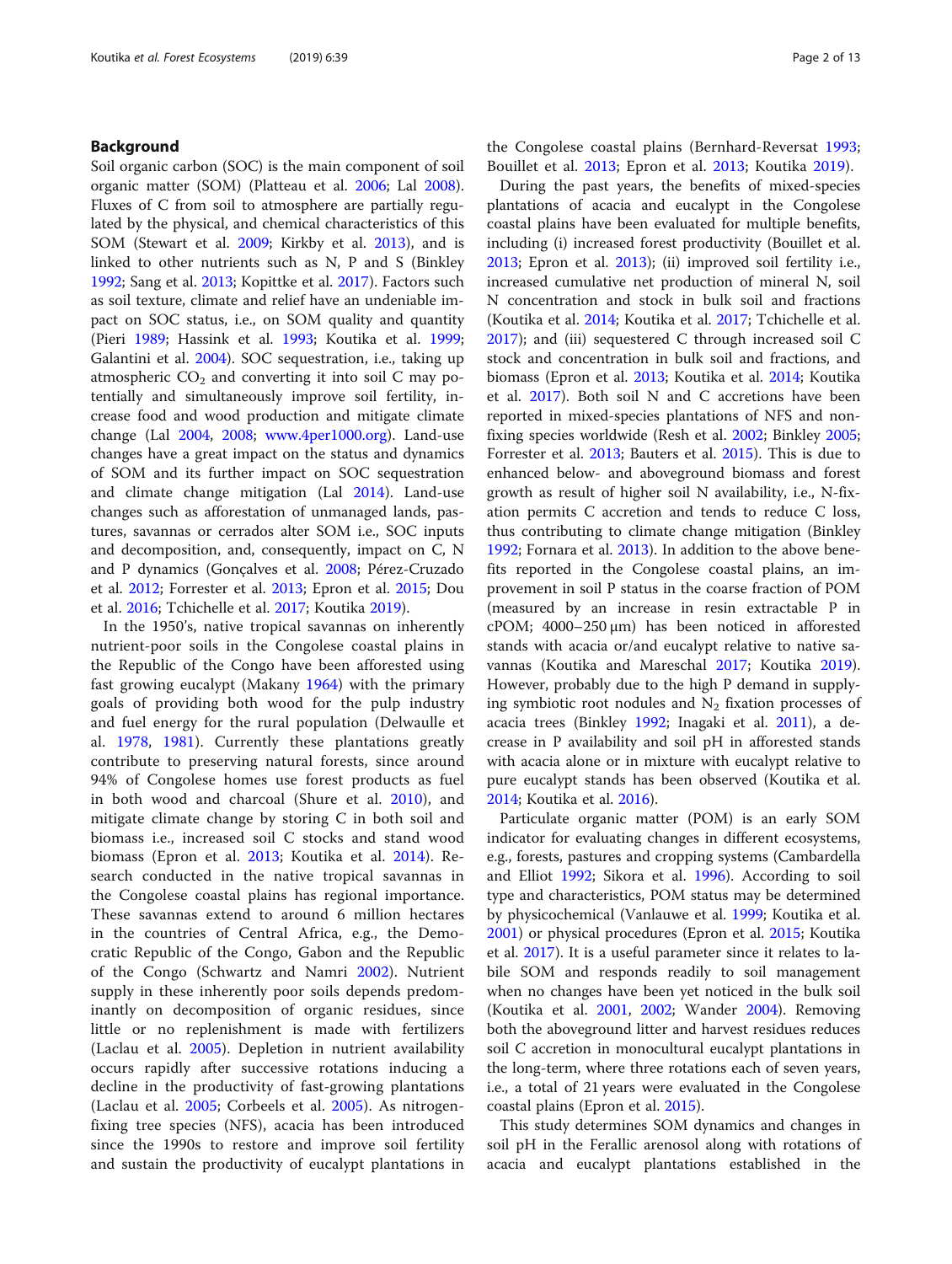## Background

Soil organic carbon (SOC) is the main component of soil organic matter (SOM) (Platteau et al. 2006; Lal 2008). Fluxes of C from soil to atmosphere are partially regulated by the physical, and chemical characteristics of this SOM (Stewart et al. 2009; Kirkby et al. 2013), and is linked to other nutrients such as N, P and S (Binkley 1992; Sang et al. 2013; Kopittke et al. 2017). Factors such as soil texture, climate and relief have an undeniable impact on SOC status, i.e., on SOM quality and quantity (Pieri 1989; Hassink et al. 1993; Koutika et al. 1999; Galantini et al. 2004). SOC sequestration, i.e., taking up atmospheric $CO_2$ and converting it into soil C may potentially and simultaneously improve soil fertility, increase food and wood production and mitigate climate change (Lal 2004, 2008; www.4per1000.org). Land-use changes have a great impact on the status and dynamics of SOM and its further impact on SOC sequestration and climate change mitigation (Lal 2014). Land-use changes such as afforestation of unmanaged lands, pastures, savannas or cerrados alter SOM i.e., SOC inputs and decomposition, and, consequently, impact on C, N and P dynamics (Gonçalves et al. 2008; Pérez-Cruzado et al. 2012; Forrester et al. 2013; Epron et al. 2015; Dou et al. 2016; Tchichelle et al. 2017; Koutika 2019).

In the 1950's, native tropical savannas on inherently nutrient-poor soils in the Congolese coastal plains in the Republic of the Congo have been afforested using fast growing eucalypt (Makany 1964) with the primary goals of providing both wood for the pulp industry and fuel energy for the rural population (Delwaulle et al. 1978, 1981). Currently these plantations greatly contribute to preserving natural forests, since around 94% of Congolese homes use forest products as fuel in both wood and charcoal (Shure et al. 2010), and mitigate climate change by storing C in both soil and biomass i.e., increased soil C stocks and stand wood biomass (Epron et al. 2013; Koutika et al. 2014). Research conducted in the native tropical savannas in the Congolese coastal plains has regional importance. These savannas extend to around 6 million hectares in the countries of Central Africa, e.g., the Democratic Republic of the Congo, Gabon and the Republic of the Congo (Schwartz and Namri 2002). Nutrient supply in these inherently poor soils depends predominantly on decomposition of organic residues, since little or no replenishment is made with fertilizers (Laclau et al. 2005). Depletion in nutrient availability occurs rapidly after successive rotations inducing a decline in the productivity of fast-growing plantations (Laclau et al. 2005; Corbeels et al. 2005). As nitrogen-fixing tree species (NFS), acacia has been introduced since the 1990s to restore and improve soil fertility and sustain the productivity of eucalypt plantations in the Congolese coastal plains (Bernhard-Reversat 1993; Bouillet et al. 2013; Epron et al. 2013; Koutika 2019).

During the past years, the benefits of mixed-species plantations of acacia and eucalypt in the Congolese coastal plains have been evaluated for multiple benefits, including (i) increased forest productivity (Bouillet et al. 2013; Epron et al. 2013); (ii) improved soil fertility i.e., increased cumulative net production of mineral N, soil N concentration and stock in bulk soil and fractions (Koutika et al. 2014; Koutika et al. 2017; Tchichelle et al. 2017); and (iii) sequestered C through increased soil C stock and concentration in bulk soil and fractions, and biomass (Epron et al. 2013; Koutika et al. 2014; Koutika et al. 2017). Both soil N and C accretions have been reported in mixed-species plantations of NFS and non-fixing species worldwide (Resh et al. 2002; Binkley 2005; Forrester et al. 2013; Bauters et al. 2015). This is due to enhanced below- and aboveground biomass and forest growth as result of higher soil N availability, i.e., N-fixation permits C accretion and tends to reduce C loss, thus contributing to climate change mitigation (Binkley 1992; Fornara et al. 2013). In addition to the above benefits reported in the Congolese coastal plains, an improvement in soil P status in the coarse fraction of POM (measured by an increase in resin extractable P in cPOM; 4000–250 μm) has been noticed in afforested stands with acacia or/and eucalypt relative to native savannas (Koutika and Mareschal 2017; Koutika 2019). However, probably due to the high P demand in supplying symbiotic root nodules and $N_2$ fixation processes of acacia trees (Binkley 1992; Inagaki et al. 2011), a decrease in P availability and soil pH in afforested stands with acacia alone or in mixture with eucalypt relative to pure eucalypt stands has been observed (Koutika et al. 2014; Koutika et al. 2016).

Particulate organic matter (POM) is an early SOM indicator for evaluating changes in different ecosystems, e.g., forests, pastures and cropping systems (Cambardella and Elliot 1992; Sikora et al. 1996). According to soil type and characteristics, POM status may be determined by physicochemical (Vanlauwe et al. 1999; Koutika et al. 2001) or physical procedures (Epron et al. 2015; Koutika et al. 2017). It is a useful parameter since it relates to labile SOM and responds readily to soil management when no changes have been yet noticed in the bulk soil (Koutika et al. 2001, 2002; Wander 2004). Removing both the aboveground litter and harvest residues reduces soil C accretion in monocultural eucalypt plantations in the long-term, where three rotations each of seven years, i.e., a total of 21 years were evaluated in the Congolese coastal plains (Epron et al. 2015).

This study determines SOM dynamics and changes in soil pH in the Ferallic arenosol along with rotations of acacia and eucalypt plantations established in the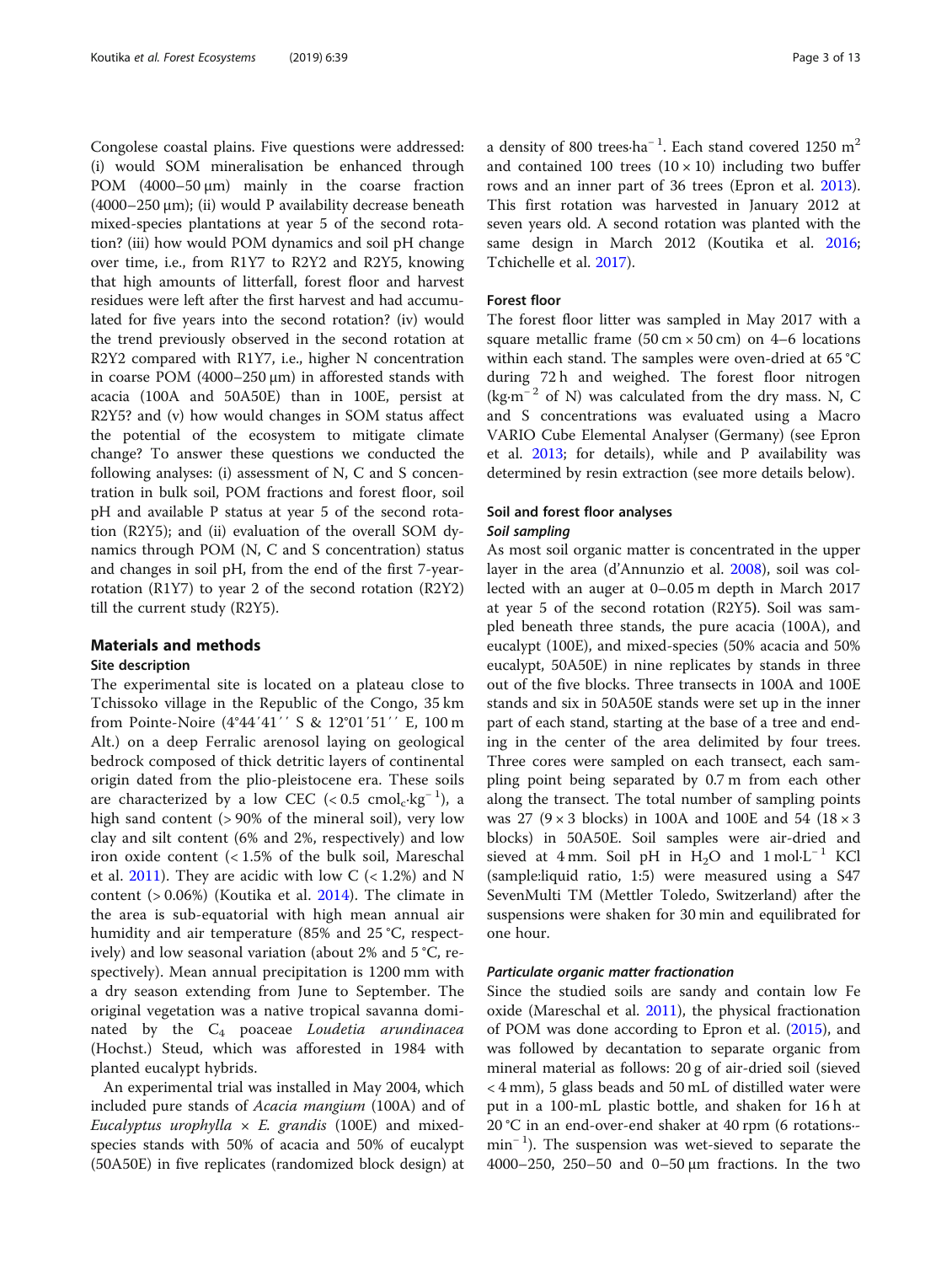Congolese coastal plains. Five questions were addressed: (i) would SOM mineralisation be enhanced through POM (4000–50 μm) mainly in the coarse fraction (4000–250 μm); (ii) would P availability decrease beneath mixed-species plantations at year 5 of the second rotation? (iii) how would POM dynamics and soil pH change over time, i.e., from R1Y7 to R2Y2 and R2Y5, knowing that high amounts of litterfall, forest floor and harvest residues were left after the first harvest and had accumulated for five years into the second rotation? (iv) would the trend previously observed in the second rotation at R2Y2 compared with R1Y7, i.e., higher N concentration in coarse POM (4000–250 μm) in afforested stands with acacia (100A and 50A50E) than in 100E, persist at R2Y5? and (v) how would changes in SOM status affect the potential of the ecosystem to mitigate climate change? To answer these questions we conducted the following analyses: (i) assessment of N, C and S concentration in bulk soil, POM fractions and forest floor, soil pH and available P status at year 5 of the second rotation (R2Y5); and (ii) evaluation of the overall SOM dynamics through POM (N, C and S concentration) status and changes in soil pH, from the end of the first 7-year-rotation (R1Y7) to year 2 of the second rotation (R2Y2) till the current study (R2Y5).

## Materials and methods

### Site description

The experimental site is located on a plateau close to Tchissoko village in the Republic of the Congo, 35 km from Pointe-Noire (4°44′41′′ S & 12°01′51′′ E, 100 m Alt.) on a deep Ferralic arenosol laying on geological bedrock composed of thick detritic layers of continental origin dated from the plio-pleistocene era. These soils are characterized by a low CEC (< 0.5 $cmol_c \cdot kg^{-1}$), a high sand content (> 90% of the mineral soil), very low clay and silt content (6% and 2%, respectively) and low iron oxide content (< 1.5% of the bulk soil, Mareschal et al. 2011). They are acidic with low C (< 1.2%) and N content (> 0.06%) (Koutika et al. 2014). The climate in the area is sub-equatorial with high mean annual air humidity and air temperature (85% and 25 °C, respectively) and low seasonal variation (about 2% and 5 °C, respectively). Mean annual precipitation is 1200 mm with a dry season extending from June to September. The original vegetation was a native tropical savanna dominated by the $C_4$ poaceae *Loudetia arundinacea* (Hochst.) Steud, which was afforested in 1984 with planted eucalypt hybrids.

An experimental trial was installed in May 2004, which included pure stands of *Acacia mangium* (100A) and of *Eucalyptus urophylla* × *E. grandis* (100E) and mixed-species stands with 50% of acacia and 50% of eucalypt (50A50E) in five replicates (randomized block design) at a density of 800 trees·$ha^{-1}$. Each stand covered 1250 $m^2$ and contained 100 trees (10 × 10) including two buffer rows and an inner part of 36 trees (Epron et al. 2013). This first rotation was harvested in January 2012 at seven years old. A second rotation was planted with the same design in March 2012 (Koutika et al. 2016; Tchichelle et al. 2017).

### Forest floor

The forest floor litter was sampled in May 2017 with a square metallic frame (50 cm × 50 cm) on 4–6 locations within each stand. The samples were oven-dried at 65 °C during 72 h and weighed. The forest floor nitrogen (kg·$m^{-2}$ of N) was calculated from the dry mass. N, C and S concentrations was evaluated using a Macro VARIO Cube Elemental Analyser (Germany) (see Epron et al. 2013; for details), while and P availability was determined by resin extraction (see more details below).

### Soil and forest floor analyses

#### *Soil sampling*

As most soil organic matter is concentrated in the upper layer in the area (d'Annunzio et al. 2008), soil was collected with an auger at 0–0.05 m depth in March 2017 at year 5 of the second rotation (R2Y5). Soil was sampled beneath three stands, the pure acacia (100A), and eucalypt (100E), and mixed-species (50% acacia and 50% eucalypt, 50A50E) in nine replicates by stands in three out of the five blocks. Three transects in 100A and 100E stands and six in 50A50E stands were set up in the inner part of each stand, starting at the base of a tree and ending in the center of the area delimited by four trees. Three cores were sampled on each transect, each sampling point being separated by 0.7 m from each other along the transect. The total number of sampling points was 27 (9 × 3 blocks) in 100A and 100E and 54 (18 × 3 blocks) in 50A50E. Soil samples were air-dried and sieved at 4 mm. Soil pH in $H_2O$ and 1 mol·$L^{-1}$ KCl (sample:liquid ratio, 1:5) were measured using a S47 SevenMulti TM (Mettler Toledo, Switzerland) after the suspensions were shaken for 30 min and equilibrated for one hour.

#### *Particulate organic matter fractionation*

Since the studied soils are sandy and contain low Fe oxide (Mareschal et al. 2011), the physical fractionation of POM was done according to Epron et al. (2015), and was followed by decantation to separate organic from mineral material as follows: 20 g of air-dried soil (sieved < 4 mm), 5 glass beads and 50 mL of distilled water were put in a 100-mL plastic bottle, and shaken for 16 h at 20 °C in an end-over-end shaker at 40 rpm (6 rotations·$min^{-1}$). The suspension was wet-sieved to separate the 4000–250, 250–50 and 0–50 μm fractions. In the two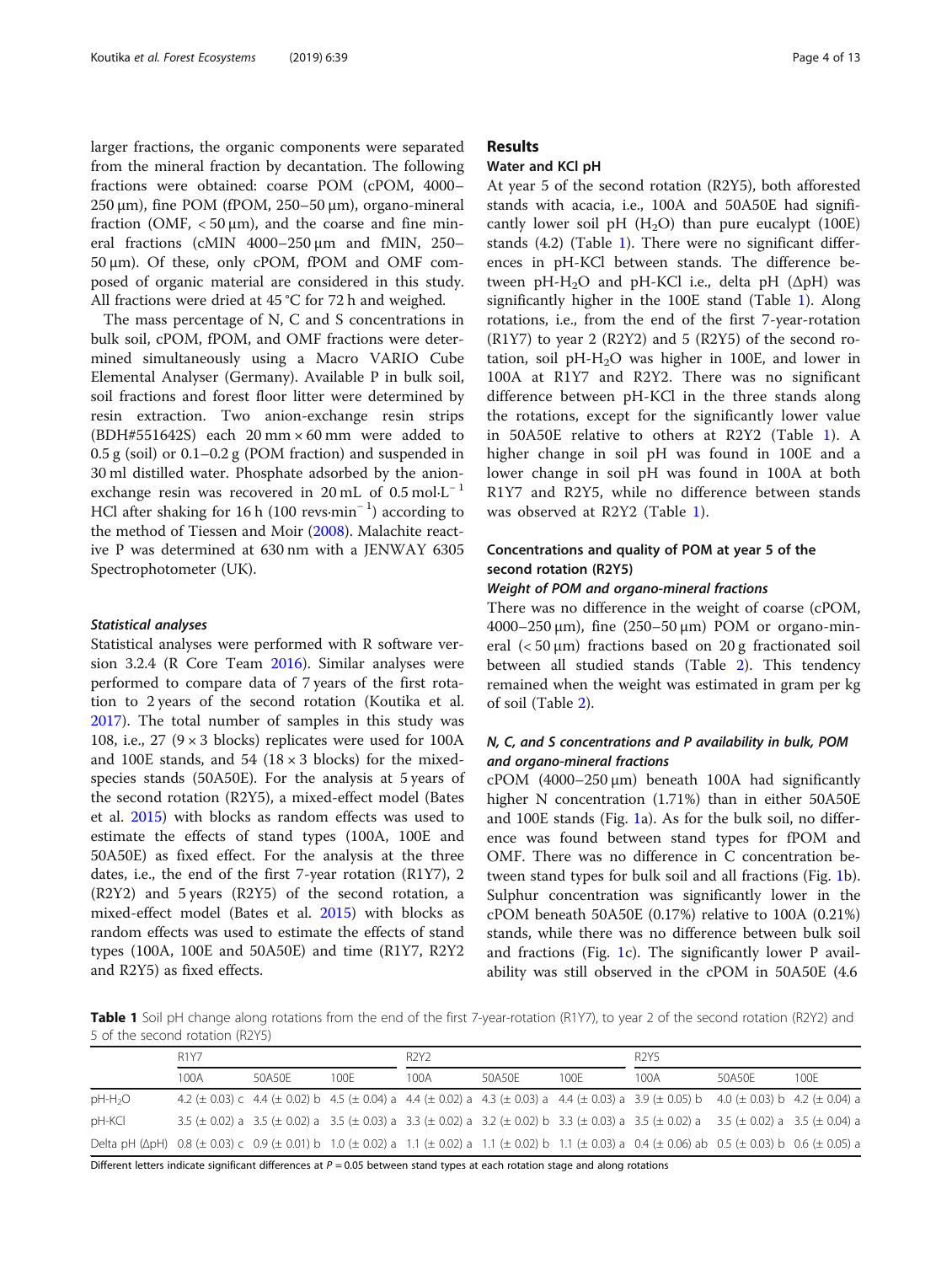larger fractions, the organic components were separated from the mineral fraction by decantation. The following fractions were obtained: coarse POM (cPOM, 4000–250 μm), fine POM (fPOM, 250–50 μm), organo-mineral fraction (OMF, < 50 μm), and the coarse and fine mineral fractions (cMIN 4000–250 μm and fMIN, 250–50 μm). Of these, only cPOM, fPOM and OMF composed of organic material are considered in this study. All fractions were dried at 45 °C for 72 h and weighed.

The mass percentage of N, C and S concentrations in bulk soil, cPOM, fPOM, and OMF fractions were determined simultaneously using a Macro VARIO Cube Elemental Analyser (Germany). Available P in bulk soil, soil fractions and forest floor litter were determined by resin extraction. Two anion-exchange resin strips (BDH#551642S) each 20 mm × 60 mm were added to 0.5 g (soil) or 0.1–0.2 g (POM fraction) and suspended in 30 ml distilled water. Phosphate adsorbed by the anion-exchange resin was recovered in 20 mL of 0.5 mol·L$^{-1}$ HCl after shaking for 16 h (100 revs·min$^{-1}$) according to the method of Tiessen and Moir (2008). Malachite reactive P was determined at 630 nm with a JENWAY 6305 Spectrophotometer (UK).

#### Statistical analyses

Statistical analyses were performed with R software version 3.2.4 (R Core Team 2016). Similar analyses were performed to compare data of 7 years of the first rotation to 2 years of the second rotation (Koutika et al. 2017). The total number of samples in this study was 108, i.e., 27 (9 × 3 blocks) replicates were used for 100A and 100E stands, and 54 (18 × 3 blocks) for the mixed-species stands (50A50E). For the analysis at 5 years of the second rotation (R2Y5), a mixed-effect model (Bates et al. 2015) with blocks as random effects was used to estimate the effects of stand types (100A, 100E and 50A50E) as fixed effect. For the analysis at the three dates, i.e., the end of the first 7-year rotation (R1Y7), 2 (R2Y2) and 5 years (R2Y5) of the second rotation, a mixed-effect model (Bates et al. 2015) with blocks as random effects was used to estimate the effects of stand types (100A, 100E and 50A50E) and time (R1Y7, R2Y2 and R2Y5) as fixed effects.

## Results

### Water and KCl pH

At year 5 of the second rotation (R2Y5), both afforested stands with acacia, i.e., 100A and 50A50E had significantly lower soil pH ($H_2O$) than pure eucalypt (100E) stands (4.2) (Table 1). There were no significant differences in pH-KCl between stands. The difference between pH-$H_2O$ and pH-KCl i.e., delta pH (ΔpH) was significantly higher in the 100E stand (Table 1). Along rotations, i.e., from the end of the first 7-year-rotation (R1Y7) to year 2 (R2Y2) and 5 (R2Y5) of the second rotation, soil pH-$H_2O$ was higher in 100E, and lower in 100A at R1Y7 and R2Y2. There was no significant difference between pH-KCl in the three stands along the rotations, except for the significantly lower value in 50A50E relative to others at R2Y2 (Table 1). A higher change in soil pH was found in 100E and a lower change in soil pH was found in 100A at both R1Y7 and R2Y5, while no difference between stands was observed at R2Y2 (Table 1).

### Concentrations and quality of POM at year 5 of the second rotation (R2Y5)

#### Weight of POM and organo-mineral fractions

There was no difference in the weight of coarse (cPOM, 4000–250 μm), fine (250–50 μm) POM or organo-mineral (< 50 μm) fractions based on 20 g fractionated soil between all studied stands (Table 2). This tendency remained when the weight was estimated in gram per kg of soil (Table 2).

#### N, C, and S concentrations and P availability in bulk, POM and organo-mineral fractions

cPOM (4000–250 μm) beneath 100A had significantly higher N concentration (1.71%) than in either 50A50E and 100E stands (Fig. 1a). As for the bulk soil, no difference was found between stand types for fPOM and OMF. There was no difference in C concentration between stand types for bulk soil and all fractions (Fig. 1b). Sulphur concentration was significantly lower in the cPOM beneath 50A50E (0.17%) relative to 100A (0.21%) stands, while there was no difference between bulk soil and fractions (Fig. 1c). The significantly lower P availability was still observed in the cPOM in 50A50E (4.6

**Table 1** Soil pH change along rotations from the end of the first 7-year-rotation (R1Y7), to year 2 of the second rotation (R2Y2) and 5 of the second rotation (R2Y5)

| | R1Y7 | | | R2Y2 | | | R2Y5 | | |
|---|---|---|---|---|---|---|---|---|---|
| | 100A | 50A50E | 100E | 100A | 50A50E | 100E | 100A | 50A50E | 100E |
| pH-$H_2O$ | 4.2 (± 0.03) c | 4.4 (± 0.02) b | 4.5 (± 0.04) a | 4.4 (± 0.02) a | 4.3 (± 0.03) a | 4.4 (± 0.03) a | 3.9 (± 0.05) b | 4.0 (± 0.03) b | 4.2 (± 0.04) a |
| pH-KCl | 3.5 (± 0.02) a | 3.5 (± 0.02) a | 3.5 (± 0.03) a | 3.3 (± 0.02) a | 3.2 (± 0.02) b | 3.3 (± 0.03) a | 3.5 (± 0.02) a | 3.5 (± 0.02) a | 3.5 (± 0.04) a |
| Delta pH (ΔpH) | 0.8 (± 0.03) c | 0.9 (± 0.01) b | 1.0 (± 0.02) a | 1.1 (± 0.02) a | 1.1 (± 0.02) b | 1.1 (± 0.03) a | 0.4 (± 0.06) ab | 0.5 (± 0.03) b | 0.6 (± 0.05) a |

Different letters indicate significant differences at $P = 0.05$ between stand types at each rotation stage and along rotations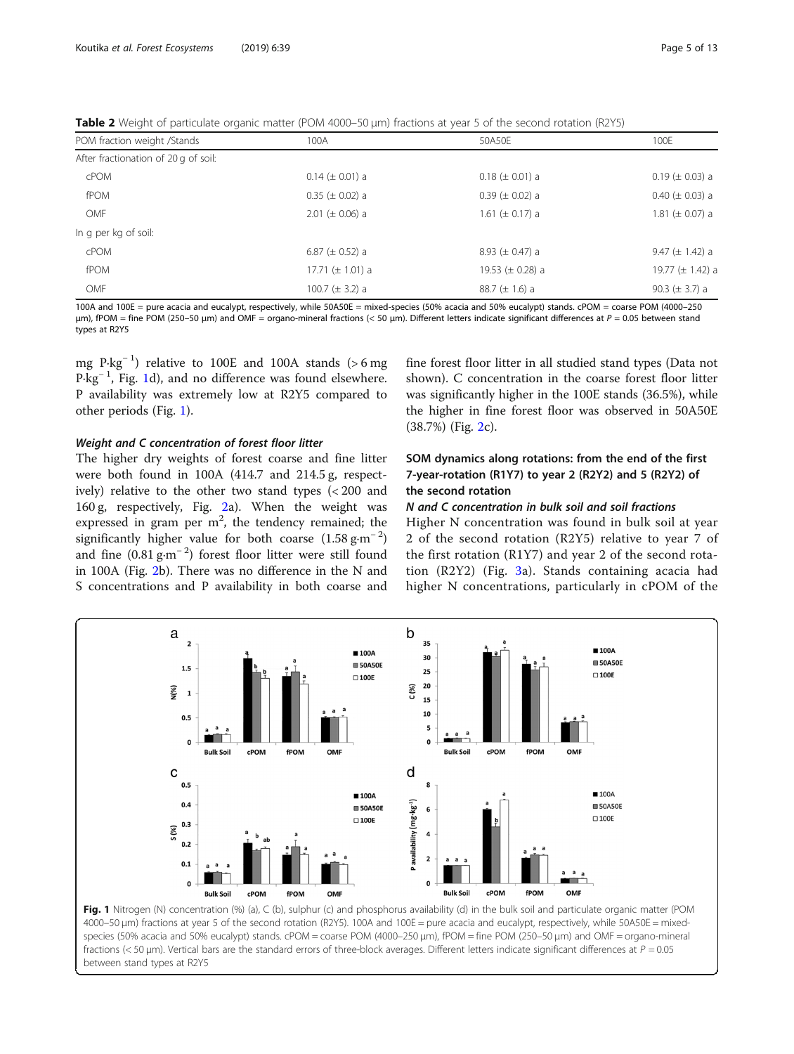**Table 2** Weight of particulate organic matter (POM 4000–50 μm) fractions at year 5 of the second rotation (R2Y5)

| POM fraction weight /Stands | 100A | 50A50E | 100E |
|---|---|---|---|
| After fractionation of 20 g of soil: | | | |
| cPOM | 0.14 (± 0.01) a | 0.18 (± 0.01) a | 0.19 (± 0.03) a |
| fPOM | 0.35 (± 0.02) a | 0.39 (± 0.02) a | 0.40 (± 0.03) a |
| OMF | 2.01 (± 0.06) a | 1.61 (± 0.17) a | 1.81 (± 0.07) a |
| In g per kg of soil: | | | |
| cPOM | 6.87 (± 0.52) a | 8.93 (± 0.47) a | 9.47 (± 1.42) a |
| fPOM | 17.71 (± 1.01) a | 19.53 (± 0.28) a | 19.77 (± 1.42) a |
| OMF | 100.7 (± 3.2) a | 88.7 (± 1.6) a | 90.3 (± 3.7) a |

100A and 100E = pure acacia and eucalypt, respectively, while 50A50E = mixed-species (50% acacia and 50% eucalypt) stands. cPOM = coarse POM (4000–250 μm), fPOM = fine POM (250–50 μm) and OMF = organo-mineral fractions (< 50 μm). Different letters indicate significant differences at $P = 0.05$ between stand types at R2Y5

mg P·kg$^{-1}$) relative to 100E and 100A stands (> 6 mg P·kg$^{-1}$, Fig. 1d), and no difference was found elsewhere. P availability was extremely low at R2Y5 compared to other periods (Fig. 1).

#### *Weight and C concentration of forest floor litter*

The higher dry weights of forest coarse and fine litter were both found in 100A (414.7 and 214.5 g, respectively) relative to the other two stand types (< 200 and 160 g, respectively, Fig. 2a). When the weight was expressed in gram per m$^2$, the tendency remained; the significantly higher value for both coarse (1.58 g·m$^{-2}$) and fine (0.81 g·m$^{-2}$) forest floor litter were still found in 100A (Fig. 2b). There was no difference in the N and S concentrations and P availability in both coarse and fine forest floor litter in all studied stand types (Data not shown). C concentration in the coarse forest floor litter was significantly higher in the 100E stands (36.5%), while the higher in fine forest floor was observed in 50A50E (38.7%) (Fig. 2c).

### SOM dynamics along rotations: from the end of the first 7-year-rotation (R1Y7) to year 2 (R2Y2) and 5 (R2Y2) of the second rotation

#### *N and C concentration in bulk soil and soil fractions*

Higher N concentration was found in bulk soil at year 2 of the second rotation (R2Y5) relative to year 7 of the first rotation (R1Y7) and year 2 of the second rotation (R2Y2) (Fig. 3a). Stands containing acacia had higher N concentrations, particularly in cPOM of the

**Fig. 1** Nitrogen (N) concentration (%) (a), C (b), sulphur (c) and phosphorus availability (d) in the bulk soil and particulate organic matter (POM 4000–50 μm) fractions at year 5 of the second rotation (R2Y5). 100A and 100E = pure acacia and eucalypt, respectively, while 50A50E = mixed-species (50% acacia and 50% eucalypt) stands. cPOM = coarse POM (4000–250 μm), fPOM = fine POM (250–50 μm) and OMF = organo-mineral fractions (< 50 μm). Vertical bars are the standard errors of three-block averages. Different letters indicate significant differences at $P = 0.05$ between stand types at R2Y5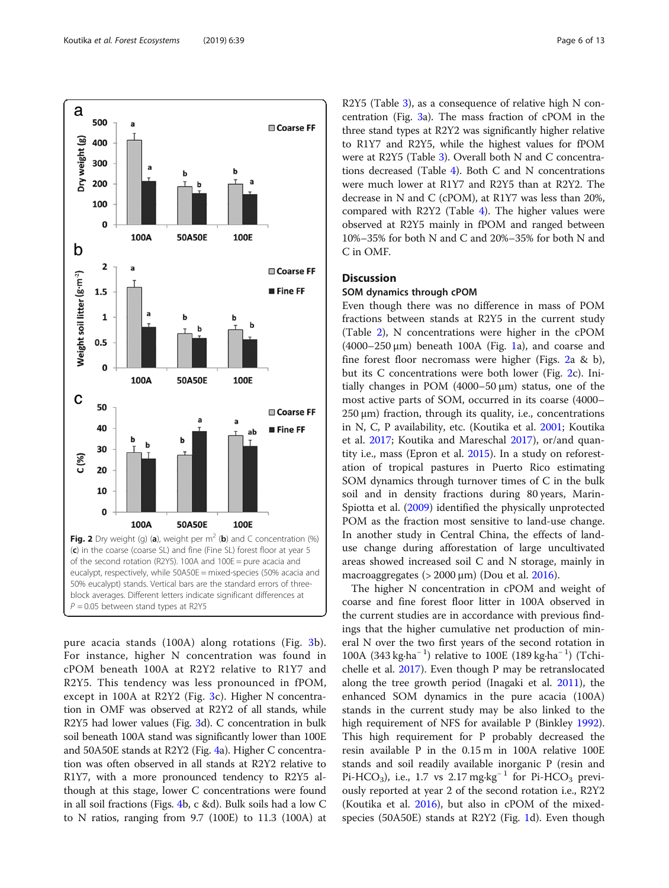Fig. 2 Dry weight (g) (**a**), weight per m[2] (**b**) and C concentration (%) (**c**) in the coarse (coarse SL) and fine (Fine SL) forest floor at year 5 of the second rotation (R2Y5). 100A and 100E = pure acacia and eucalypt, respectively, while 50A50E = mixed-species (50% acacia and 50% eucalypt) stands. Vertical bars are the standard errors of three-block averages. Different letters indicate significant differences at $P = 0.05$ between stand types at R2Y5

pure acacia stands (100A) along rotations (Fig. 3b). For instance, higher N concentration was found in cPOM beneath 100A at R2Y2 relative to R1Y7 and R2Y5. This tendency was less pronounced in fPOM, except in 100A at R2Y2 (Fig. 3c). Higher N concentration in OMF was observed at R2Y2 of all stands, while R2Y5 had lower values (Fig. 3d). C concentration in bulk soil beneath 100A stand was significantly lower than 100E and 50A50E stands at R2Y2 (Fig. 4a). Higher C concentration was often observed in all stands at R2Y2 relative to R1Y7, with a more pronounced tendency to R2Y5 although at this stage, lower C concentrations were found in all soil fractions (Figs. 4b, c &d). Bulk soils had a low C to N ratios, ranging from 9.7 (100E) to 11.3 (100A) at R2Y5 (Table 3), as a consequence of relative high N concentration (Fig. 3a). The mass fraction of cPOM in the three stand types at R2Y2 was significantly higher relative to R1Y7 and R2Y5, while the highest values for fPOM were at R2Y5 (Table 3). Overall both N and C concentrations decreased (Table 4). Both C and N concentrations were much lower at R1Y7 and R2Y5 than at R2Y2. The decrease in N and C (cPOM), at R1Y7 was less than 20%, compared with R2Y2 (Table 4). The higher values were observed at R2Y5 mainly in fPOM and ranged between 10%–35% for both N and C and 20%–35% for both N and C in OMF.

## Discussion

### SOM dynamics through cPOM

Even though there was no difference in mass of POM fractions between stands at R2Y5 in the current study (Table 2), N concentrations were higher in the cPOM (4000–250 μm) beneath 100A (Fig. 1a), and coarse and fine forest floor necromass were higher (Figs. 2a & b), but its C concentrations were both lower (Fig. 2c). Initially changes in POM (4000–50 μm) status, one of the most active parts of SOM, occurred in its coarse (4000–250 μm) fraction, through its quality, i.e., concentrations in N, C, P availability, etc. (Koutika et al. 2001; Koutika et al. 2017; Koutika and Mareschal 2017), or/and quantity i.e., mass (Epron et al. 2015). In a study on reforestation of tropical pastures in Puerto Rico estimating SOM dynamics through turnover times of C in the bulk soil and in density fractions during 80 years, Marin-Spiotta et al. (2009) identified the physically unprotected POM as the fraction most sensitive to land-use change. In another study in Central China, the effects of land-use change during afforestation of large uncultivated areas showed increased soil C and N storage, mainly in macroaggregates (> 2000 μm) (Dou et al. 2016).

The higher N concentration in cPOM and weight of coarse and fine forest floor litter in 100A observed in the current studies are in accordance with previous findings that the higher cumulative net production of mineral N over the two first years of the second rotation in 100A (343 kg·ha$^{-1}$) relative to 100E (189 kg·ha$^{-1}$) (Tchichelle et al. 2017). Even though P may be retranslocated along the tree growth period (Inagaki et al. 2011), the enhanced SOM dynamics in the pure acacia (100A) stands in the current study may be also linked to the high requirement of NFS for available P (Binkley 1992). This high requirement for P probably decreased the resin available P in the 0.15 m in 100A relative 100E stands and soil readily available inorganic P (resin and Pi-$HCO_3$), i.e., 1.7 vs 2.17 mg·kg$^{-1}$ for Pi-$HCO_3$ previously reported at year 2 of the second rotation i.e., R2Y2 (Koutika et al. 2016), but also in cPOM of the mixed-species (50A50E) stands at R2Y2 (Fig. 1d). Even though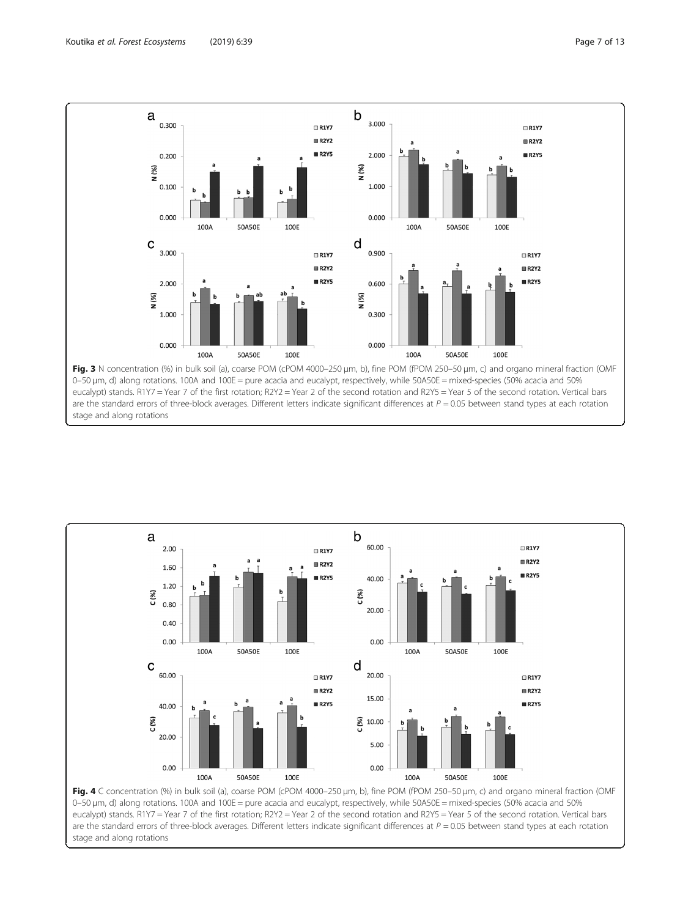**Fig. 3** N concentration (%) in bulk soil (a), coarse POM (cPOM 4000–250 μm, b), fine POM (fPOM 250–50 μm, c) and organo mineral fraction (OMF 0–50 μm, d) along rotations. 100A and 100E = pure acacia and eucalypt, respectively, while 50A50E = mixed-species (50% acacia and 50% eucalypt) stands. R1Y7 = Year 7 of the first rotation; R2Y2 = Year 2 of the second rotation and R2Y5 = Year 5 of the second rotation. Vertical bars are the standard errors of three-block averages. Different letters indicate significant differences at $P = 0.05$ between stand types at each rotation stage and along rotations

**Fig. 4** C concentration (%) in bulk soil (a), coarse POM (cPOM 4000–250 μm, b), fine POM (fPOM 250–50 μm, c) and organo mineral fraction (OMF 0–50 μm, d) along rotations. 100A and 100E = pure acacia and eucalypt, respectively, while 50A50E = mixed-species (50% acacia and 50% eucalypt) stands. R1Y7 = Year 7 of the first rotation; R2Y2 = Year 2 of the second rotation and R2Y5 = Year 5 of the second rotation. Vertical bars are the standard errors of three-block averages. Different letters indicate significant differences at $P = 0.05$ between stand types at each rotation stage and along rotations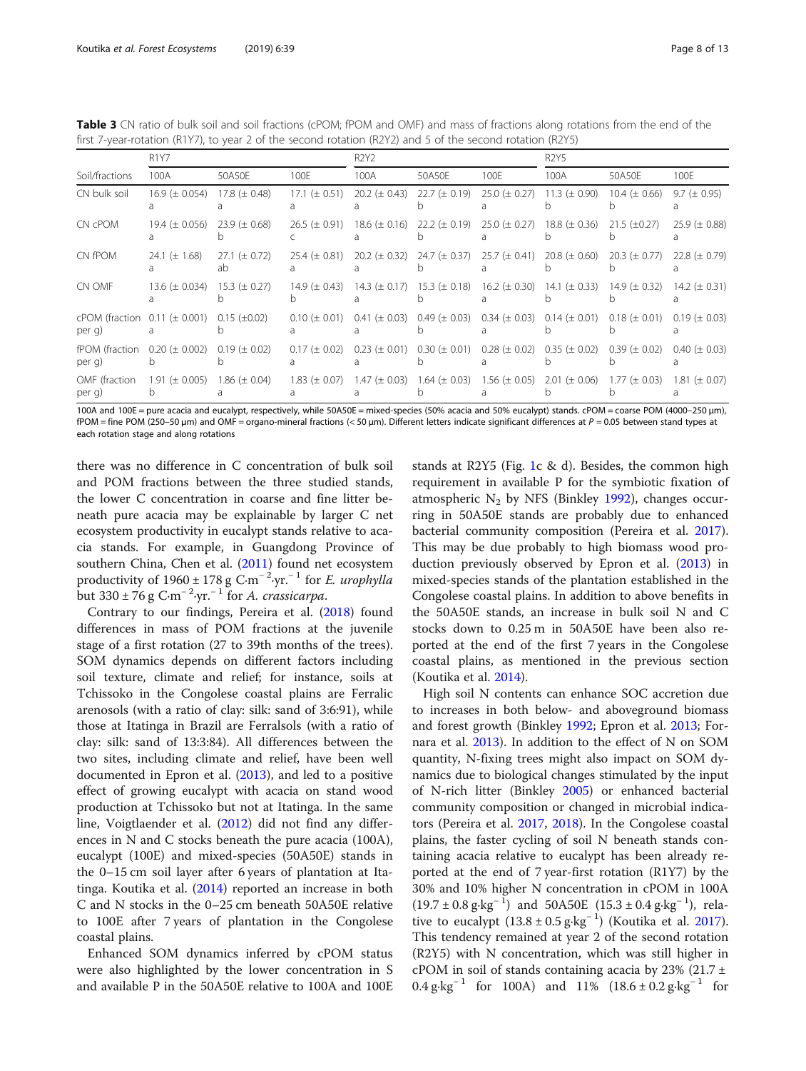**Table 3** CN ratio of bulk soil and soil fractions (cPOM; fPOM and OMF) and mass of fractions along rotations from the end of the first 7-year-rotation (R1Y7), to year 2 of the second rotation (R2Y2) and 5 of the second rotation (R2Y5)

| | R1Y7 | | | R2Y2 | | | R2Y5 | | |
|---|---|---|---|---|---|---|---|---|---|
| Soil/fractions | 100A | 50A50E | 100E | 100A | 50A50E | 100E | 100A | 50A50E | 100E |
| CN bulk soil | 16.9 (± 0.054) a | 17.8 (± 0.48) a | 17.1 (± 0.51) a | 20.2 (± 0.43) a | 22.7 (± 0.19) b | 25.0 (± 0.27) a | 11.3 (± 0.90) b | 10.4 (± 0.66) b | 9.7 (± 0.95) a |
| CN cPOM | 19.4 (± 0.056) a | 23.9 (± 0.68) b | 26.5 (± 0.91) c | 18.6 (± 0.16) a | 22.2 (± 0.19) b | 25.0 (± 0.27) a | 18.8 (± 0.36) b | 21.5 (±0.27) b | 25.9 (± 0.88) a |
| CN fPOM | 24.1 (± 1.68) a | 27.1 (± 0.72) ab | 25.4 (± 0.81) a | 20.2 (± 0.32) a | 24.7 (± 0.37) b | 25.7 (± 0.41) a | 20.8 (± 0.60) b | 20.3 (± 0.77) b | 22.8 (± 0.79) a |
| CN OMF | 13.6 (± 0.034) a | 15.3 (± 0.27) b | 14.9 (± 0.43) b | 14.3 (± 0.17) a | 15.3 (± 0.18) b | 16.2 (± 0.30) a | 14.1 (± 0.33) b | 14.9 (± 0.32) b | 14.2 (± 0.31) a |
| cPOM (fraction per g) | 0.11 (± 0.001) a | 0.15 (±0.02) b | 0.10 (± 0.01) a | 0.41 (± 0.03) a | 0.49 (± 0.03) b | 0.34 (± 0.03) a | 0.14 (± 0.01) b | 0.18 (± 0.01) b | 0.19 (± 0.03) a |
| fPOM (fraction per g) | 0.20 (± 0.002) b | 0.19 (± 0.02) b | 0.17 (± 0.02) a | 0.23 (± 0.01) a | 0.30 (± 0.01) b | 0.28 (± 0.02) a | 0.35 (± 0.02) b | 0.39 (± 0.02) b | 0.40 (± 0.03) a |
| OMF (fraction per g) | 1.91 (± 0.005) b | 1.86 (± 0.04) a | 1.83 (± 0.07) a | 1.47 (± 0.03) a | 1.64 (± 0.03) b | 1.56 (± 0.05) a | 2.01 (± 0.06) b | 1.77 (± 0.03) b | 1.81 (± 0.07) a |

100A and 100E = pure acacia and eucalypt, respectively, while 50A50E = mixed-species (50% acacia and 50% eucalypt) stands. cPOM = coarse POM (4000–250 μm), fPOM = fine POM (250–50 μm) and OMF = organo-mineral fractions (< 50 μm). Different letters indicate significant differences at $P = 0.05$ between stand types at each rotation stage and along rotations

there was no difference in C concentration of bulk soil and POM fractions between the three studied stands, the lower C concentration in coarse and fine litter beneath pure acacia may be explainable by larger C net ecosystem productivity in eucalypt stands relative to acacia stands. For example, in Guangdong Province of southern China, Chen et al. (2011) found net ecosystem productivity of $1960 \pm 178$ g C·m$^{-2}$·yr.$^{-1}$ for *E. urophylla* but $330 \pm 76$ g C·m$^{-2}$·yr.$^{-1}$ for *A. crassicarpa*.

Contrary to our findings, Pereira et al. (2018) found differences in mass of POM fractions at the juvenile stage of a first rotation (27 to 39th months of the trees). SOM dynamics depends on different factors including soil texture, climate and relief; for instance, soils at Tchissoko in the Congolese coastal plains are Ferralic arenosols (with a ratio of clay: silk: sand of 3:6:91), while those at Itatinga in Brazil are Ferralsols (with a ratio of clay: silk: sand of 13:3:84). All differences between the two sites, including climate and relief, have been well documented in Epron et al. (2013), and led to a positive effect of growing eucalypt with acacia on stand wood production at Tchissoko but not at Itatinga. In the same line, Voigtlaender et al. (2012) did not find any differences in N and C stocks beneath the pure acacia (100A), eucalypt (100E) and mixed-species (50A50E) stands in the 0–15 cm soil layer after 6 years of plantation at Itatinga. Koutika et al. (2014) reported an increase in both C and N stocks in the 0–25 cm beneath 50A50E relative to 100E after 7 years of plantation in the Congolese coastal plains.

Enhanced SOM dynamics inferred by cPOM status were also highlighted by the lower concentration in S and available P in the 50A50E relative to 100A and 100E stands at R2Y5 (Fig. 1c & d). Besides, the common high requirement in available P for the symbiotic fixation of atmospheric $N_2$ by NFS (Binkley 1992), changes occurring in 50A50E stands are probably due to enhanced bacterial community composition (Pereira et al. 2017). This may be due probably to high biomass wood production previously observed by Epron et al. (2013) in mixed-species stands of the plantation established in the Congolese coastal plains. In addition to above benefits in the 50A50E stands, an increase in bulk soil N and C stocks down to 0.25 m in 50A50E have been also reported at the end of the first 7 years in the Congolese coastal plains, as mentioned in the previous section (Koutika et al. 2014).

High soil N contents can enhance SOC accretion due to increases in both below- and aboveground biomass and forest growth (Binkley 1992; Epron et al. 2013; Fornara et al. 2013). In addition to the effect of N on SOM quantity, N-fixing trees might also impact on SOM dynamics due to biological changes stimulated by the input of N-rich litter (Binkley 2005) or enhanced bacterial community composition or changed in microbial indicators (Pereira et al. 2017, 2018). In the Congolese coastal plains, the faster cycling of soil N beneath stands containing acacia relative to eucalypt has been already reported at the end of 7 year-first rotation (R1Y7) by the 30% and 10% higher N concentration in cPOM in 100A ($19.7 \pm 0.8$ g·kg$^{-1}$) and 50A50E ($15.3 \pm 0.4$ g·kg$^{-1}$), relative to eucalypt ($13.8 \pm 0.5$ g·kg$^{-1}$) (Koutika et al. 2017). This tendency remained at year 2 of the second rotation (R2Y5) with N concentration, which was still higher in cPOM in soil of stands containing acacia by 23% ($21.7 \pm 0.4$ g·kg$^{-1}$ for 100A) and 11% ($18.6 \pm 0.2$ g·kg$^{-1}$ for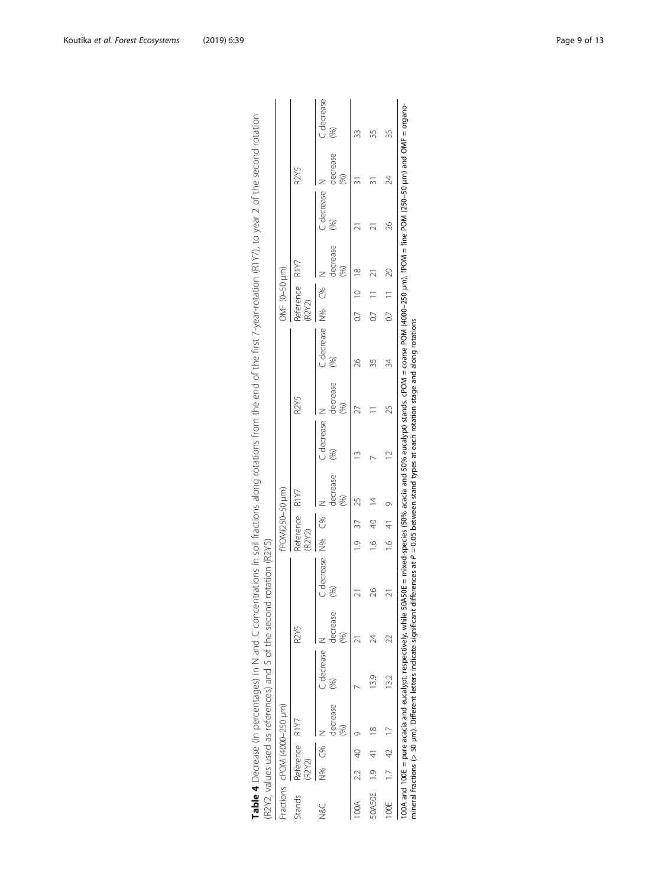**Table 4** Decrease (in percentages) in N and C concentrations in soil fractions along rotations from the end of the first 7-year-rotation (R1Y7), to year 2 of the second rotation (R2Y2, values used as references) and 5 of the second rotation (R2Y5)

| Fractions | cPOM (4000–250 μm) | | | | | | fPOM(250–50 μm) | | | | | | OMF (0–50 μm) | | | | | |
|---|---|---|---|---|---|---|---|---|---|---|---|---|---|---|---|---|---|---|
| Stands | Reference (R2Y2) | | R1Y7 | | R2Y5 | | Reference (R2Y2) | | R1Y7 | | R2Y5 | | Reference (R2Y2) | | R1Y7 | | R2Y5 | |
| N&C | N% | C% | N decrease (%) | C decrease (%) | N decrease (%) | C decrease (%) | N% | C% | N decrease (%) | C decrease (%) | N decrease (%) | C decrease (%) | N% | C% | N decrease (%) | C decrease (%) | N decrease (%) | C decrease (%) |
| 100A | 2.2 | 40 | 9 | 7 | 21 | 21 | 1.9 | 37 | 25 | 13 | 27 | 26 | 0.7 | 10 | 18 | 21 | 31 | 33 |
| 50A50E | 1.9 | 41 | 18 | 13.9 | 24 | 26 | 1.6 | 40 | 14 | 7 | 11 | 35 | 0.7 | 11 | 21 | 21 | 31 | 35 |
| 100E | 1.7 | 42 | 17 | 13.2 | 22 | 21 | 1.6 | 41 | 9 | 12 | 25 | 34 | 0.7 | 11 | 20 | 26 | 24 | 35 |

100A and 100E = pure acacia and eucalypt, respectively, while 50A50E = mixed-species (50% acacia and 50% eucalypt) stands. cPOM = coarse POM (4000–250 μm), fPOM = fine POM (250–50 μm) and OMF = organo-mineral fractions (> 50 μm). Different letters indicate significant differences at $P = 0.05$ between stand types at each rotation stage and along rotations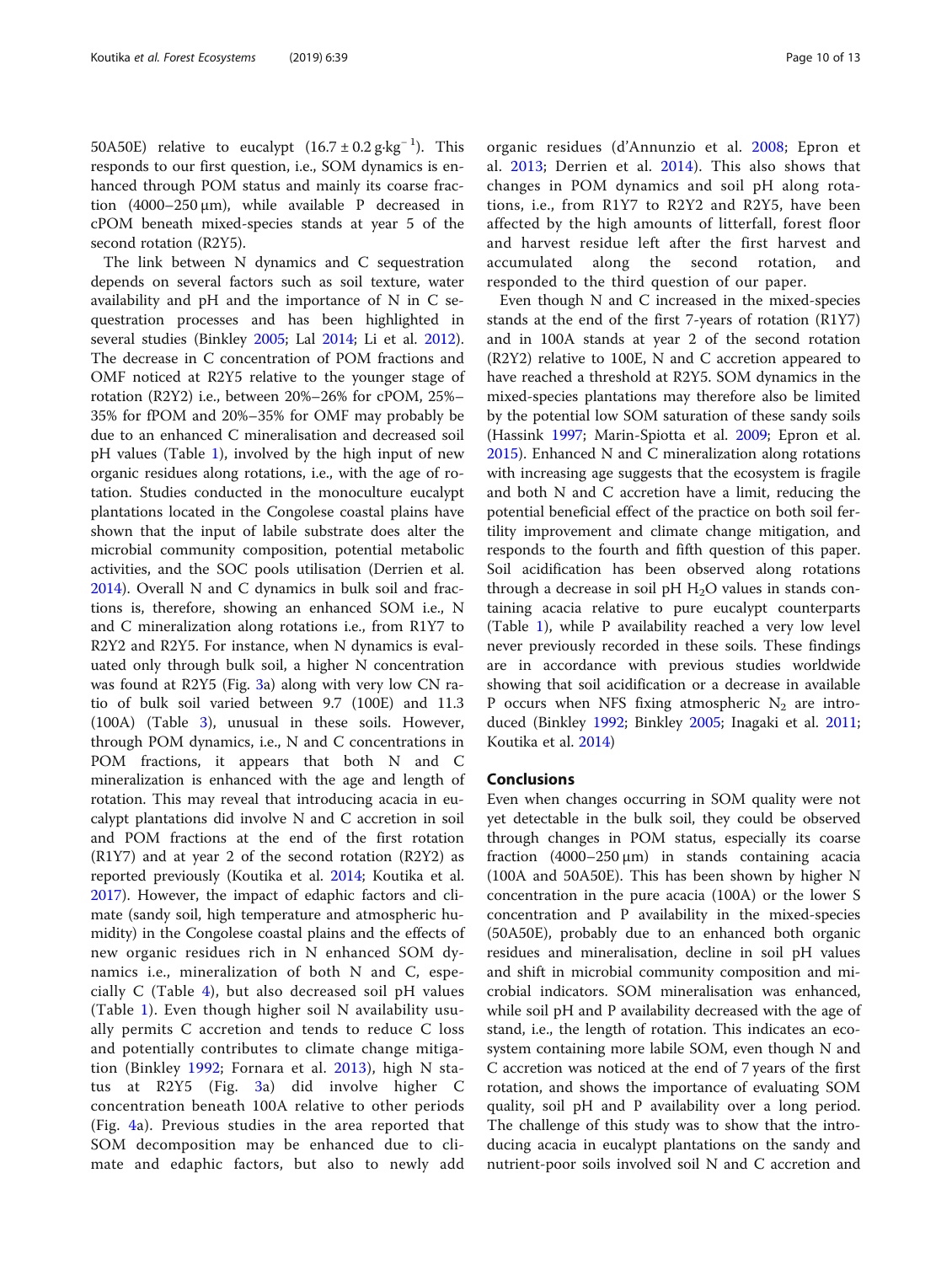50A50E) relative to eucalypt ($16.7 \pm 0.2\,g{\cdot}kg^{-1}$). This responds to our first question, i.e., SOM dynamics is enhanced through POM status and mainly its coarse fraction (4000–250 μm), while available P decreased in cPOM beneath mixed-species stands at year 5 of the second rotation (R2Y5).

The link between N dynamics and C sequestration depends on several factors such as soil texture, water availability and pH and the importance of N in C sequestration processes and has been highlighted in several studies (Binkley 2005; Lal 2014; Li et al. 2012). The decrease in C concentration of POM fractions and OMF noticed at R2Y5 relative to the younger stage of rotation (R2Y2) i.e., between 20%–26% for cPOM, 25%–35% for fPOM and 20%–35% for OMF may probably be due to an enhanced C mineralisation and decreased soil pH values (Table 1), involved by the high input of new organic residues along rotations, i.e., with the age of rotation. Studies conducted in the monoculture eucalypt plantations located in the Congolese coastal plains have shown that the input of labile substrate does alter the microbial community composition, potential metabolic activities, and the SOC pools utilisation (Derrien et al. 2014). Overall N and C dynamics in bulk soil and fractions is, therefore, showing an enhanced SOM i.e., N and C mineralization along rotations i.e., from R1Y7 to R2Y2 and R2Y5. For instance, when N dynamics is evaluated only through bulk soil, a higher N concentration was found at R2Y5 (Fig. 3a) along with very low CN ratio of bulk soil varied between 9.7 (100E) and 11.3 (100A) (Table 3), unusual in these soils. However, through POM dynamics, i.e., N and C concentrations in POM fractions, it appears that both N and C mineralization is enhanced with the age and length of rotation. This may reveal that introducing acacia in eucalypt plantations did involve N and C accretion in soil and POM fractions at the end of the first rotation (R1Y7) and at year 2 of the second rotation (R2Y2) as reported previously (Koutika et al. 2014; Koutika et al. 2017). However, the impact of edaphic factors and climate (sandy soil, high temperature and atmospheric humidity) in the Congolese coastal plains and the effects of new organic residues rich in N enhanced SOM dynamics i.e., mineralization of both N and C, especially C (Table 4), but also decreased soil pH values (Table 1). Even though higher soil N availability usually permits C accretion and tends to reduce C loss and potentially contributes to climate change mitigation (Binkley 1992; Fornara et al. 2013), high N status at R2Y5 (Fig. 3a) did involve higher C concentration beneath 100A relative to other periods (Fig. 4a). Previous studies in the area reported that SOM decomposition may be enhanced due to climate and edaphic factors, but also to newly add organic residues (d'Annunzio et al. 2008; Epron et al. 2013; Derrien et al. 2014). This also shows that changes in POM dynamics and soil pH along rotations, i.e., from R1Y7 to R2Y2 and R2Y5, have been affected by the high amounts of litterfall, forest floor and harvest residue left after the first harvest and accumulated along the second rotation, and responded to the third question of our paper.

Even though N and C increased in the mixed-species stands at the end of the first 7-years of rotation (R1Y7) and in 100A stands at year 2 of the second rotation (R2Y2) relative to 100E, N and C accretion appeared to have reached a threshold at R2Y5. SOM dynamics in the mixed-species plantations may therefore also be limited by the potential low SOM saturation of these sandy soils (Hassink 1997; Marin-Spiotta et al. 2009; Epron et al. 2015). Enhanced N and C mineralization along rotations with increasing age suggests that the ecosystem is fragile and both N and C accretion have a limit, reducing the potential beneficial effect of the practice on both soil fertility improvement and climate change mitigation, and responds to the fourth and fifth question of this paper. Soil acidification has been observed along rotations through a decrease in soil pH $H_2O$ values in stands containing acacia relative to pure eucalypt counterparts (Table 1), while P availability reached a very low level never previously recorded in these soils. These findings are in accordance with previous studies worldwide showing that soil acidification or a decrease in available P occurs when NFS fixing atmospheric $N_2$ are introduced (Binkley 1992; Binkley 2005; Inagaki et al. 2011; Koutika et al. 2014)

## Conclusions

Even when changes occurring in SOM quality were not yet detectable in the bulk soil, they could be observed through changes in POM status, especially its coarse fraction (4000–250 μm) in stands containing acacia (100A and 50A50E). This has been shown by higher N concentration in the pure acacia (100A) or the lower S concentration and P availability in the mixed-species (50A50E), probably due to an enhanced both organic residues and mineralisation, decline in soil pH values and shift in microbial community composition and microbial indicators. SOM mineralisation was enhanced, while soil pH and P availability decreased with the age of stand, i.e., the length of rotation. This indicates an ecosystem containing more labile SOM, even though N and C accretion was noticed at the end of 7 years of the first rotation, and shows the importance of evaluating SOM quality, soil pH and P availability over a long period. The challenge of this study was to show that the introducing acacia in eucalypt plantations on the sandy and nutrient-poor soils involved soil N and C accretion and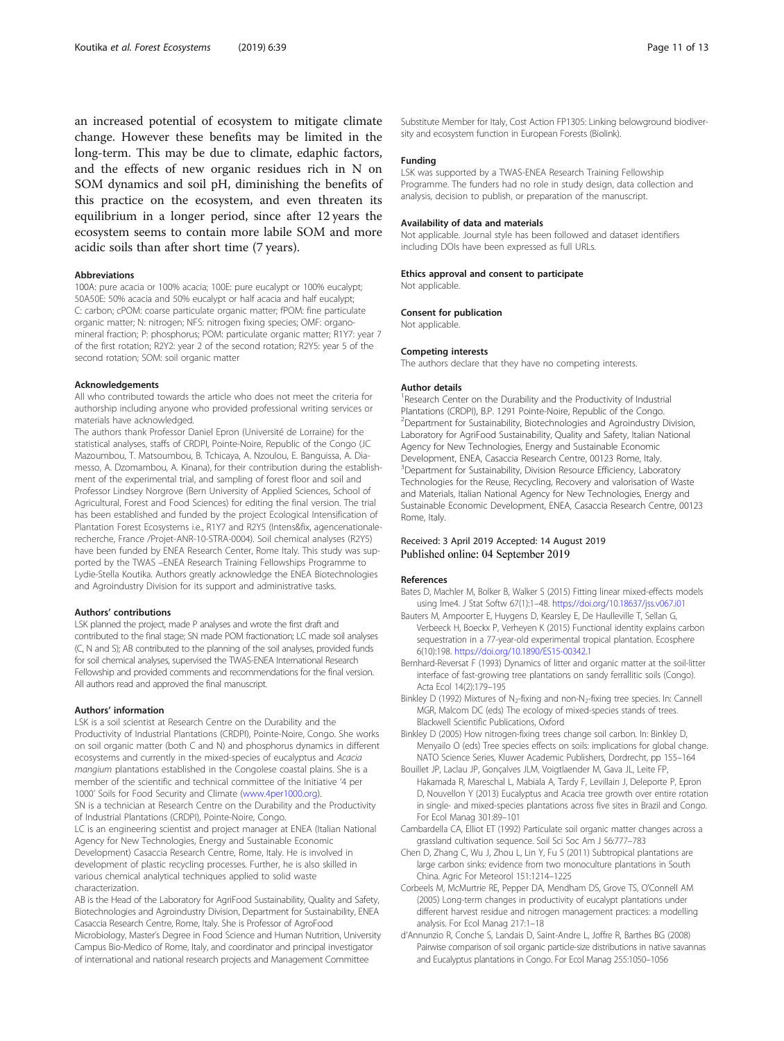an increased potential of ecosystem to mitigate climate change. However these benefits may be limited in the long-term. This may be due to climate, edaphic factors, and the effects of new organic residues rich in N on SOM dynamics and soil pH, diminishing the benefits of this practice on the ecosystem, and even threaten its equilibrium in a longer period, since after 12 years the ecosystem seems to contain more labile SOM and more acidic soils than after short time (7 years).

#### Abbreviations

100A: pure acacia or 100% acacia; 100E: pure eucalypt or 100% eucalypt; 50A50E: 50% acacia and 50% eucalypt or half acacia and half eucalypt; C: carbon; cPOM: coarse particulate organic matter; fPOM: fine particulate organic matter; N: nitrogen; NFS: nitrogen fixing species; OMF: organo-mineral fraction; P: phosphorus; POM: particulate organic matter; R1Y7: year 7 of the first rotation; R2Y2: year 2 of the second rotation; R2Y5: year 5 of the second rotation; SOM: soil organic matter

#### Acknowledgements

All who contributed towards the article who does not meet the criteria for authorship including anyone who provided professional writing services or materials have acknowledged.

The authors thank Professor Daniel Epron (Université de Lorraine) for the statistical analyses, staffs of CRDPI, Pointe-Noire, Republic of the Congo (JC Mazoumbou, T. Matsoumbou, B. Tchicaya, A. Nzoulou, E. Banguissa, A. Diamesso, A. Dzomambou, A. Kinana), for their contribution during the establishment of the experimental trial, and sampling of forest floor and soil and Professor Lindsey Norgrove (Bern University of Applied Sciences, School of Agricultural, Forest and Food Sciences) for editing the final version. The trial has been established and funded by the project Ecological Intensification of Plantation Forest Ecosystems i.e., R1Y7 and R2Y5 (Intens&fix, agencenationale-recherche, France /Projet-ANR-10-STRA-0004). Soil chemical analyses (R2Y5) have been funded by ENEA Research Center, Rome Italy. This study was supported by the TWAS –ENEA Research Training Fellowships Programme to Lydie-Stella Koutika. Authors greatly acknowledge the ENEA Biotechnologies and Agroindustry Division for its support and administrative tasks.

#### Authors' contributions

LSK planned the project, made P analyses and wrote the first draft and contributed to the final stage; SN made POM fractionation; LC made soil analyses (C, N and S); AB contributed to the planning of the soil analyses, provided funds for soil chemical analyses, supervised the TWAS-ENEA International Research Fellowship and provided comments and recommendations for the final version. All authors read and approved the final manuscript.

#### Authors' information

LSK is a soil scientist at Research Centre on the Durability and the Productivity of Industrial Plantations (CRDPI), Pointe-Noire, Congo. She works on soil organic matter (both C and N) and phosphorus dynamics in different ecosystems and currently in the mixed-species of eucalyptus and *Acacia mangium* plantations established in the Congolese coastal plains. She is a member of the scientific and technical committee of the Initiative '4 per 1000' Soils for Food Security and Climate (www.4per1000.org).

SN is a technician at Research Centre on the Durability and the Productivity of Industrial Plantations (CRDPI), Pointe-Noire, Congo.

LC is an engineering scientist and project manager at ENEA (Italian National Agency for New Technologies, Energy and Sustainable Economic Development) Casaccia Research Centre, Rome, Italy. He is involved in development of plastic recycling processes. Further, he is also skilled in various chemical analytical techniques applied to solid waste characterization.

AB is the Head of the Laboratory for AgriFood Sustainability, Quality and Safety, Biotechnologies and Agroindustry Division, Department for Sustainability, ENEA Casaccia Research Centre, Rome, Italy. She is Professor of AgroFood Microbiology, Master's Degree in Food Science and Human Nutrition, University Campus Bio-Medico of Rome, Italy, and coordinator and principal investigator of international and national research projects and Management Committee Substitute Member for Italy, Cost Action FP1305: Linking belowground biodiversity and ecosystem function in European Forests (Biolink).

#### Funding

LSK was supported by a TWAS-ENEA Research Training Fellowship Programme. The funders had no role in study design, data collection and analysis, decision to publish, or preparation of the manuscript.

#### Availability of data and materials

Not applicable. Journal style has been followed and dataset identifiers including DOIs have been expressed as full URLs.

#### Ethics approval and consent to participate

Not applicable.

#### Consent for publication

Not applicable.

#### Competing interests

The authors declare that they have no competing interests.

#### Author details

[1]Research Center on the Durability and the Productivity of Industrial Plantations (CRDPI), B.P. 1291 Pointe-Noire, Republic of the Congo. [2]Department for Sustainability, Biotechnologies and Agroindustry Division, Laboratory for AgriFood Sustainability, Quality and Safety, Italian National Agency for New Technologies, Energy and Sustainable Economic Development, ENEA, Casaccia Research Centre, 00123 Rome, Italy. [3]Department for Sustainability, Division Resource Efficiency, Laboratory Technologies for the Reuse, Recycling, Recovery and valorisation of Waste and Materials, Italian National Agency for New Technologies, Energy and Sustainable Economic Development, ENEA, Casaccia Research Centre, 00123 Rome, Italy.

Received: 3 April 2019 Accepted: 14 August 2019
Published online: 04 September 2019

#### References

Bates D, Machler M, Bolker B, Walker S (2015) Fitting linear mixed-effects models using lme4. J Stat Softw 67(1):1–48. https://doi.org/10.18637/jss.v067.i01

Bauters M, Ampoorter E, Huygens D, Kearsley E, De Haulleville T, Sellan G, Verbeeck H, Boeckx P, Verheyen K (2015) Functional identity explains carbon sequestration in a 77-year-old experimental tropical plantation. Ecosphere 6(10):198. https://doi.org/10.1890/ES15-00342.1

Bernhard-Reversat F (1993) Dynamics of litter and organic matter at the soil-litter interface of fast-growing tree plantations on sandy ferrallitic soils (Congo). Acta Ecol 14(2):179–195

Binkley D (1992) Mixtures of $N_2$-fixing and non-$N_2$-fixing tree species. In: Cannell MGR, Malcom DC (eds) The ecology of mixed-species stands of trees. Blackwell Scientific Publications, Oxford

Binkley D (2005) How nitrogen-fixing trees change soil carbon. In: Binkley D, Menyailo O (eds) Tree species effects on soils: implications for global change. NATO Science Series, Kluwer Academic Publishers, Dordrecht, pp 155–164

Bouillet JP, Laclau JP, Gonçalves JLM, Voigtlaender M, Gava JL, Leite FP, Hakamada R, Mareschal L, Mabiala A, Tardy F, Levillain J, Deleporte P, Epron D, Nouvellon Y (2013) Eucalyptus and Acacia tree growth over entire rotation in single- and mixed-species plantations across five sites in Brazil and Congo. For Ecol Manag 301:89–101

Cambardella CA, Elliot ET (1992) Particulate soil organic matter changes across a grassland cultivation sequence. Soil Sci Soc Am J 56:777–783

Chen D, Zhang C, Wu J, Zhou L, Lin Y, Fu S (2011) Subtropical plantations are large carbon sinks: evidence from two monoculture plantations in South China. Agric For Meteorol 151:1214–1225

Corbeels M, McMurtrie RE, Pepper DA, Mendham DS, Grove TS, O'Connell AM (2005) Long-term changes in productivity of eucalypt plantations under different harvest residue and nitrogen management practices: a modelling analysis. For Ecol Manag 217:1–18

d'Annunzio R, Conche S, Landais D, Saint-Andre L, Joffre R, Barthes BG (2008) Pairwise comparison of soil organic particle-size distributions in native savannas and Eucalyptus plantations in Congo. For Ecol Manag 255:1050–1056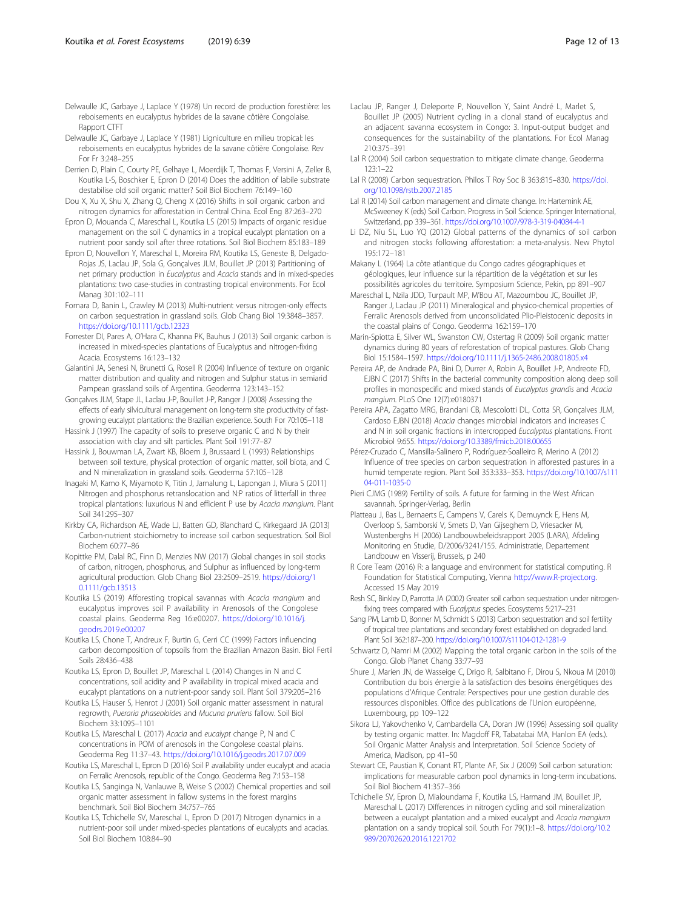Delwaulle JC, Garbaye J, Laplace Y (1978) Un record de production forestière: les reboisements en eucalyptus hybrides de la savane côtière Congolaise. Rapport CTFT

Delwaulle JC, Garbaye J, Laplace Y (1981) Ligniculture en milieu tropical: les reboisements en eucalyptus hybrides de la savane côtière Congolaise. Rev For Fr 3:248–255

Derrien D, Plain C, Courty PE, Gelhaye L, Moerdijk T, Thomas F, Versini A, Zeller B, Koutika L-S, Boschker E, Epron D (2014) Does the addition of labile substrate destabilise old soil organic matter? Soil Biol Biochem 76:149–160

Dou X, Xu X, Shu X, Zhang Q, Cheng X (2016) Shifts in soil organic carbon and nitrogen dynamics for afforestation in Central China. Ecol Eng 87:263–270

Epron D, Mouanda C, Mareschal L, Koutika LS (2015) Impacts of organic residue management on the soil C dynamics in a tropical eucalypt plantation on a nutrient poor sandy soil after three rotations. Soil Biol Biochem 85:183–189

Epron D, Nouvellon Y, Mareschal L, Moreira RM, Koutika LS, Geneste B, Delgado-Rojas JS, Laclau JP, Sola G, Gonçalves JLM, Bouillet JP (2013) Partitioning of net primary production in *Eucalyptus* and *Acacia* stands and in mixed-species plantations: two case-studies in contrasting tropical environments. For Ecol Manag 301:102–111

Fornara D, Banin L, Crawley M (2013) Multi-nutrient versus nitrogen-only effects on carbon sequestration in grassland soils. Glob Chang Biol 19:3848–3857. https://doi.org/10.1111/gcb.12323

Forrester DI, Pares A, O'Hara C, Khanna PK, Bauhus J (2013) Soil organic carbon is increased in mixed-species plantations of Eucalyptus and nitrogen-fixing Acacia. Ecosystems 16:123–132

Galantini JA, Senesi N, Brunetti G, Rosell R (2004) Influence of texture on organic matter distribution and quality and nitrogen and Sulphur status in semiarid Pampean grassland soils of Argentina. Geoderma 123:143–152

Gonçalves JLM, Stape JL, Laclau J-P, Bouillet J-P, Ranger J (2008) Assessing the effects of early silvicultural management on long-term site productivity of fast-growing eucalypt plantations: the Brazilian experience. South For 70:105–118

Hassink J (1997) The capacity of soils to preserve organic C and N by their association with clay and silt particles. Plant Soil 191:77–87

Hassink J, Bouwman LA, Zwart KB, Bloem J, Brussaard L (1993) Relationships between soil texture, physical protection of organic matter, soil biota, and C and N mineralization in grassland soils. Geoderma 57:105–128

Inagaki M, Kamo K, Miyamoto K, Titin J, Jamalung L, Lapongan J, Miura S (2011) Nitrogen and phosphorus retranslocation and N:P ratios of litterfall in three tropical plantations: luxurious N and efficient P use by *Acacia mangium*. Plant Soil 341:295–307

Kirkby CA, Richardson AE, Wade LJ, Batten GD, Blanchard C, Kirkegaard JA (2013) Carbon-nutrient stoichiometry to increase soil carbon sequestration. Soil Biol Biochem 60:77–86

Kopittke PM, Dalal RC, Finn D, Menzies NW (2017) Global changes in soil stocks of carbon, nitrogen, phosphorus, and Sulphur as influenced by long-term agricultural production. Glob Chang Biol 23:2509–2519. https://doi.org/10.1111/gcb.13513

Koutika LS (2019) Afforesting tropical savannas with *Acacia mangium* and eucalyptus improves soil P availability in Arenosols of the Congolese coastal plains. Geoderma Reg 16:e00207. https://doi.org/10.1016/j.geodrs.2019.e00207

Koutika LS, Chone T, Andreux F, Burtin G, Cerri CC (1999) Factors influencing carbon decomposition of topsoils from the Brazilian Amazon Basin. Biol Fertil Soils 28:436–438

Koutika LS, Epron D, Bouillet JP, Mareschal L (2014) Changes in N and C concentrations, soil acidity and P availability in tropical mixed acacia and eucalypt plantations on a nutrient-poor sandy soil. Plant Soil 379:205–216

Koutika LS, Hauser S, Henrot J (2001) Soil organic matter assessment in natural regrowth, *Pueraria phaseoloides* and *Mucuna pruriens* fallow. Soil Biol Biochem 33:1095–1101

Koutika LS, Mareschal L (2017) *Acacia* and *eucalypt* change P, N and C concentrations in POM of arenosols in the Congolese coastal plains. Geoderma Reg 11:37–43. https://doi.org/10.1016/j.geodrs.2017.07.009

Koutika LS, Mareschal L, Epron D (2016) Soil P availability under eucalypt and acacia on Ferralic Arenosols, republic of the Congo. Geoderma Reg 7:153–158

Koutika LS, Sanginga N, Vanlauwe B, Weise S (2002) Chemical properties and soil organic matter assessment in fallow systems in the forest margins benchmark. Soil Biol Biochem 34:757–765

Koutika LS, Tchichelle SV, Mareschal L, Epron D (2017) Nitrogen dynamics in a nutrient-poor soil under mixed-species plantations of eucalypts and acacias. Soil Biol Biochem 108:84–90

Laclau JP, Ranger J, Deleporte P, Nouvellon Y, Saint André L, Marlet S, Bouillet JP (2005) Nutrient cycling in a clonal stand of eucalyptus and an adjacent savanna ecosystem in Congo: 3. Input-output budget and consequences for the sustainability of the plantations. For Ecol Manag 210:375–391

Lal R (2004) Soil carbon sequestration to mitigate climate change. Geoderma 123:1–22

Lal R (2008) Carbon sequestration. Philos T Roy Soc B 363:815–830. https://doi.org/10.1098/rstb.2007.2185

Lal R (2014) Soil carbon management and climate change. In: Hartemink AE, McSweeney K (eds) Soil Carbon. Progress in Soil Science. Springer International, Switzerland, pp 339–361. https://doi.org/10.1007/978-3-319-04084-4-1

Li DZ, Niu SL, Luo YQ (2012) Global patterns of the dynamics of soil carbon and nitrogen stocks following afforestation: a meta-analysis. New Phytol 195:172–181

Makany L (1964) La côte atlantique du Congo cadres géographiques et géologiques, leur influence sur la répartition de la végétation et sur les possibilités agricoles du territoire. Symposium Science, Pekin, pp 891–907

Mareschal L, Nzila JDD, Turpault MP, M'Bou AT, Mazoumbou JC, Bouillet JP, Ranger J, Laclau JP (2011) Mineralogical and physico-chemical properties of Ferralic Arenosols derived from unconsolidated Plio-Pleistocenic deposits in the coastal plains of Congo. Geoderma 162:159–170

Marin-Spiotta E, Silver WL, Swanston CW, Ostertag R (2009) Soil organic matter dynamics during 80 years of reforestation of tropical pastures. Glob Chang Biol 15:1584–1597. https://doi.org/10.1111/j.1365-2486.2008.01805.x4

Pereira AP, de Andrade PA, Bini D, Durrer A, Robin A, Bouillet J-P, Andreote FD, EJBN C (2017) Shifts in the bacterial community composition along deep soil profiles in monospecific and mixed stands of *Eucalyptus grandis* and *Acacia mangium*. PLoS One 12(7):e0180371

Pereira APA, Zagatto MRG, Brandani CB, Mescolotti DL, Cotta SR, Gonçalves JLM, Cardoso EJBN (2018) *Acacia* changes microbial indicators and increases C and N in soil organic fractions in intercropped *Eucalyptus* plantations. Front Microbiol 9:655. https://doi.org/10.3389/fmicb.2018.00655

Pérez-Cruzado C, Mansilla-Salinero P, Rodríguez-Soalleiro R, Merino A (2012) Influence of tree species on carbon sequestration in afforested pastures in a humid temperate region. Plant Soil 353:333–353. https://doi.org/10.1007/s11104-011-1035-0

Pieri CJMG (1989) Fertility of soils. A future for farming in the West African savannah. Springer-Verlag, Berlin

Platteau J, Bas L, Bernaerts E, Campens V, Carels K, Demuynck E, Hens M, Overloop S, Samborski V, Smets D, Van Gijseghem D, Vriesacker M, Wustenberghs H (2006) Landbouwbeleidsrapport 2005 (LARA), Afdeling Monitoring en Studie, D/2006/3241/155. Administratie, Departement Landbouw en Visserij, Brussels, p 240

R Core Team (2016) R: a language and environment for statistical computing. R Foundation for Statistical Computing, Vienna http://www.R-project.org. Accessed 15 May 2019

Resh SC, Binkley D, Parrotta JA (2002) Greater soil carbon sequestration under nitrogen-fixing trees compared with *Eucalyptus* species. Ecosystems 5:217–231

Sang PM, Lamb D, Bonner M, Schmidt S (2013) Carbon sequestration and soil fertility of tropical tree plantations and secondary forest established on degraded land. Plant Soil 362:187–200. https://doi.org/10.1007/s11104-012-1281-9

Schwartz D, Namri M (2002) Mapping the total organic carbon in the soils of the Congo. Glob Planet Chang 33:77–93

Shure J, Marien JN, de Wasseige C, Drigo R, Salbitano F, Dirou S, Nkoua M (2010) Contribution du bois énergie à la satisfaction des besoins énergétiques des populations d'Afrique Centrale: Perspectives pour une gestion durable des ressources disponibles. Office des publications de l'Union européenne, Luxembourg, pp 109–122

Sikora LJ, Yakovchenko V, Cambardella CA, Doran JW (1996) Assessing soil quality by testing organic matter. In: Magdoff FR, Tabatabai MA, Hanlon EA (eds.). Soil Organic Matter Analysis and Interpretation. Soil Science Society of America, Madison, pp 41–50

Stewart CE, Paustian K, Conant RT, Plante AF, Six J (2009) Soil carbon saturation: implications for measurable carbon pool dynamics in long-term incubations. Soil Biol Biochem 41:357–366

Tchichelle SV, Epron D, Mialoundama F, Koutika LS, Harmand JM, Bouillet JP, Mareschal L (2017) Differences in nitrogen cycling and soil mineralization between a eucalypt plantation and a mixed eucalypt and *Acacia mangium* plantation on a sandy tropical soil. South For 79(1):1–8. https://doi.org/10.2989/20702620.2016.1221702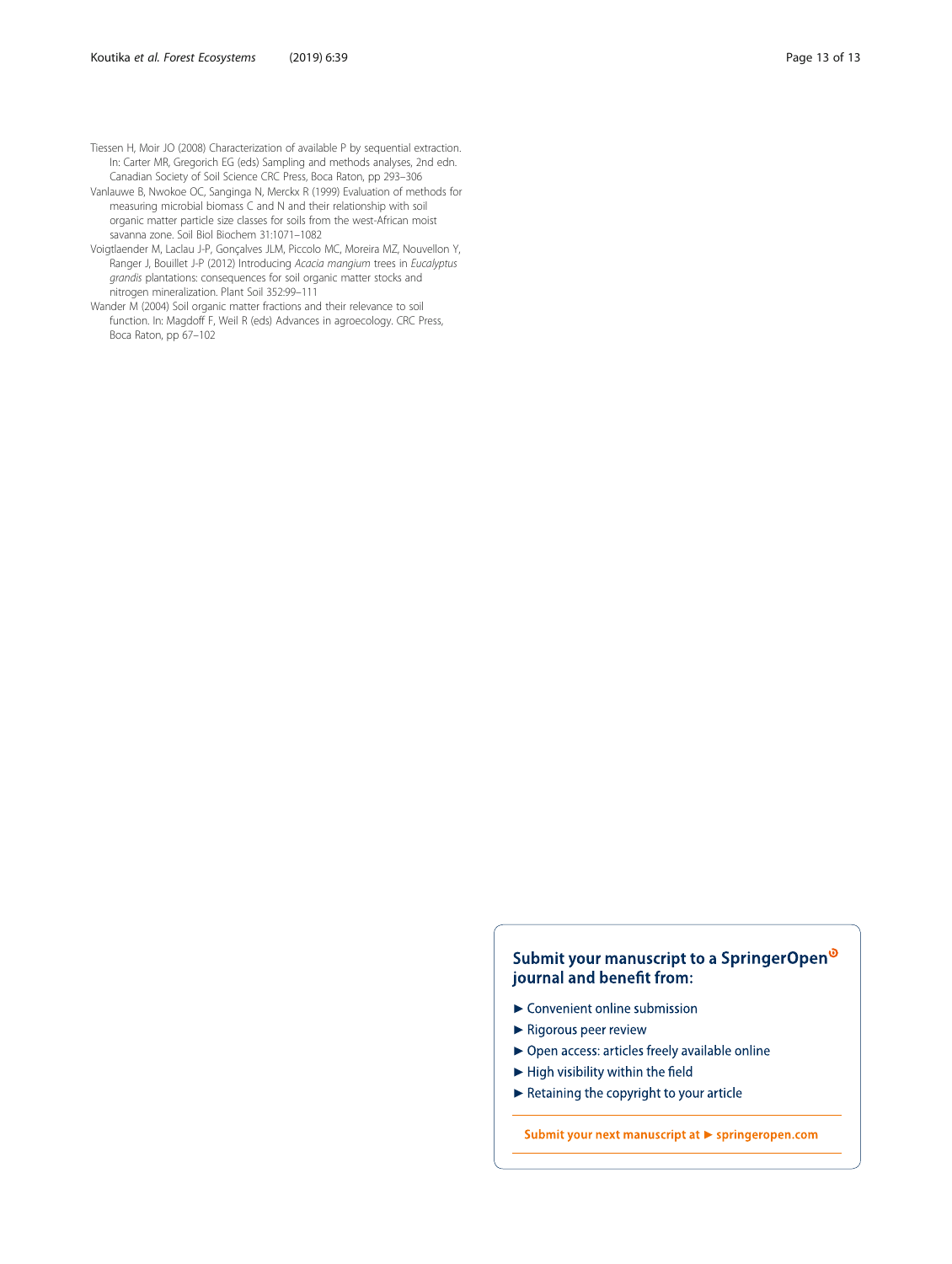Tiessen H, Moir JO (2008) Characterization of available P by sequential extraction. In: Carter MR, Gregorich EG (eds) Sampling and methods analyses, 2nd edn. Canadian Society of Soil Science CRC Press, Boca Raton, pp 293–306

Vanlauwe B, Nwokoe OC, Sanginga N, Merckx R (1999) Evaluation of methods for measuring microbial biomass C and N and their relationship with soil organic matter particle size classes for soils from the west-African moist savanna zone. Soil Biol Biochem 31:1071–1082

Voigtlaender M, Laclau J-P, Gonçalves JLM, Piccolo MC, Moreira MZ, Nouvellon Y, Ranger J, Bouillet J-P (2012) Introducing *Acacia mangium* trees in *Eucalyptus grandis* plantations: consequences for soil organic matter stocks and nitrogen mineralization. Plant Soil 352:99–111

Wander M (2004) Soil organic matter fractions and their relevance to soil function. In: Magdoff F, Weil R (eds) Advances in agroecology. CRC Press, Boca Raton, pp 67–102

**Submit your manuscript to a SpringerOpen journal and benefit from:**

- ► Convenient online submission
- ► Rigorous peer review
- ► Open access: articles freely available online
- ► High visibility within the field
- ► Retaining the copyright to your article

**Submit your next manuscript at ► springeropen.com**